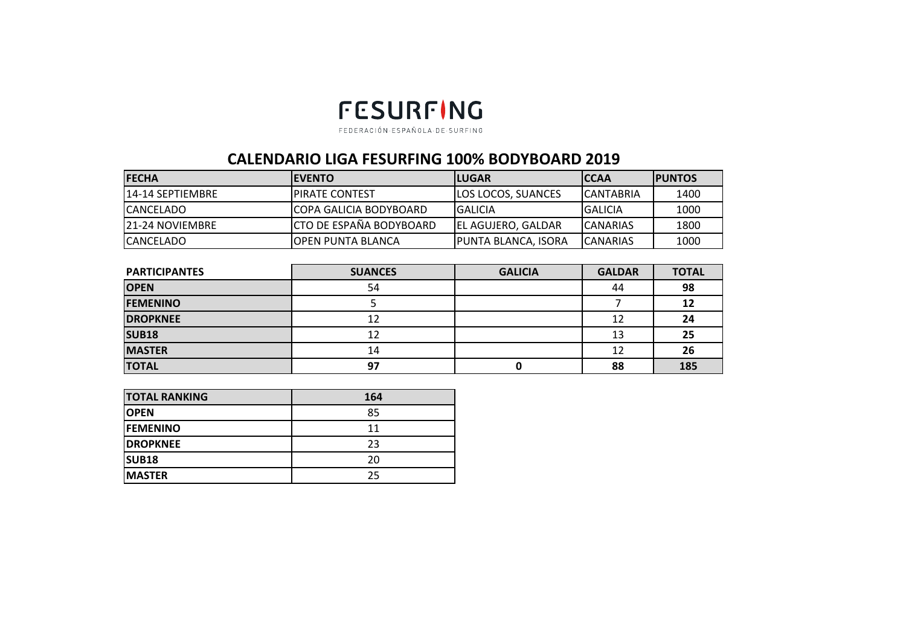FESURFING

FEDERACIÓN ESPAÑOLA DE SURFING

## CALENDARIO LIGA FESURFING 100% BODYBOARD 2019

| FECHA | EVENTO | LUGAR | CCAA | PUNTOS |
|---|---|---|---|---|
| 14-14 SEPTIEMBRE | PIRATE CONTEST | LOS LOCOS, SUANCES | CANTABRIA | 1400 |
| CANCELADO | COPA GALICIA BODYBOARD | GALICIA | GALICIA | 1000 |
| 21-24 NOVIEMBRE | CTO DE ESPAÑA BODYBOARD | EL AGUJERO, GALDAR | CANARIAS | 1800 |
| CANCELADO | OPEN PUNTA BLANCA | PUNTA BLANCA, ISORA | CANARIAS | 1000 |

| PARTICIPANTES | SUANCES | GALICIA | GALDAR | TOTAL |
|---|---|---|---|---|
| **OPEN** | 54 | | 44 | **98** |
| **FEMENINO** | 5 | | 7 | **12** |
| **DROPKNEE** | 12 | | 12 | **24** |
| **SUB18** | 12 | | 13 | **25** |
| **MASTER** | 14 | | 12 | **26** |
| **TOTAL** | **97** | **0** | **88** | **185** |

| TOTAL RANKING | 164 |
|---|---|
| **OPEN** | 85 |
| **FEMENINO** | 11 |
| **DROPKNEE** | 23 |
| **SUB18** | 20 |
| **MASTER** | 25 |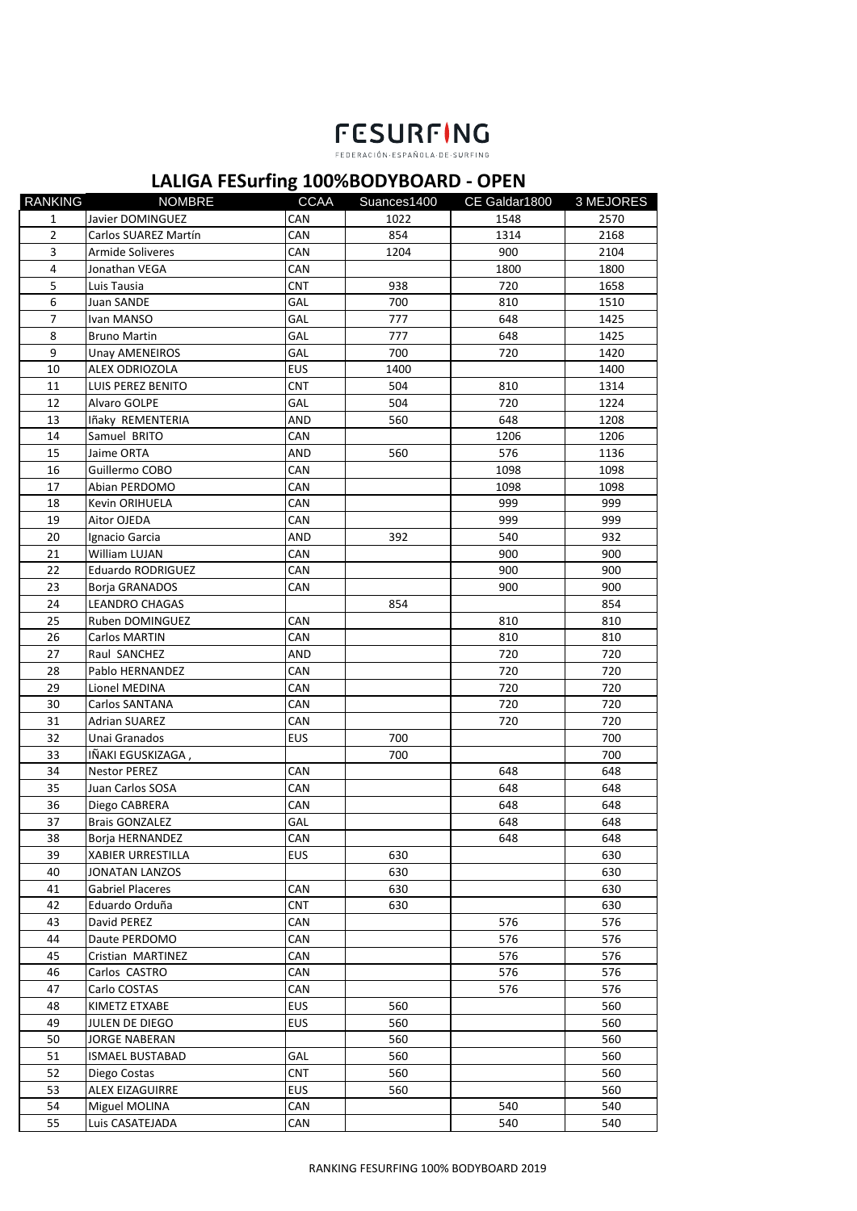# FESURFING

FEDERACIÓN·ESPAÑOLA·DE·SURFING

## LALIGA FESurfing 100%BODYBOARD - OPEN

| RANKING | NOMBRE | CCAA | Suances1400 | CE Galdar1800 | 3 MEJORES |
|---|---|---|---|---|---|
| 1 | Javier DOMINGUEZ | CAN | 1022 | 1548 | 2570 |
| 2 | Carlos SUAREZ Martín | CAN | 854 | 1314 | 2168 |
| 3 | Armide Soliveres | CAN | 1204 | 900 | 2104 |
| 4 | Jonathan VEGA | CAN | | 1800 | 1800 |
| 5 | Luis Tausia | CNT | 938 | 720 | 1658 |
| 6 | Juan SANDE | GAL | 700 | 810 | 1510 |
| 7 | Ivan MANSO | GAL | 777 | 648 | 1425 |
| 8 | Bruno Martin | GAL | 777 | 648 | 1425 |
| 9 | Unay AMENEIROS | GAL | 700 | 720 | 1420 |
| 10 | ALEX ODRIOZOLA | EUS | 1400 | | 1400 |
| 11 | LUIS PEREZ BENITO | CNT | 504 | 810 | 1314 |
| 12 | Alvaro GOLPE | GAL | 504 | 720 | 1224 |
| 13 | Iñaky REMENTERIA | AND | 560 | 648 | 1208 |
| 14 | Samuel BRITO | CAN | | 1206 | 1206 |
| 15 | Jaime ORTA | AND | 560 | 576 | 1136 |
| 16 | Guillermo COBO | CAN | | 1098 | 1098 |
| 17 | Abian PERDOMO | CAN | | 1098 | 1098 |
| 18 | Kevin ORIHUELA | CAN | | 999 | 999 |
| 19 | Aitor OJEDA | CAN | | 999 | 999 |
| 20 | Ignacio Garcia | AND | 392 | 540 | 932 |
| 21 | William LUJAN | CAN | | 900 | 900 |
| 22 | Eduardo RODRIGUEZ | CAN | | 900 | 900 |
| 23 | Borja GRANADOS | CAN | | 900 | 900 |
| 24 | LEANDRO CHAGAS | | 854 | | 854 |
| 25 | Ruben DOMINGUEZ | CAN | | 810 | 810 |
| 26 | Carlos MARTIN | CAN | | 810 | 810 |
| 27 | Raul SANCHEZ | AND | | 720 | 720 |
| 28 | Pablo HERNANDEZ | CAN | | 720 | 720 |
| 29 | Lionel MEDINA | CAN | | 720 | 720 |
| 30 | Carlos SANTANA | CAN | | 720 | 720 |
| 31 | Adrian SUAREZ | CAN | | 720 | 720 |
| 32 | Unai Granados | EUS | 700 | | 700 |
| 33 | IÑAKI EGUSKIZAGA , | | 700 | | 700 |
| 34 | Nestor PEREZ | CAN | | 648 | 648 |
| 35 | Juan Carlos SOSA | CAN | | 648 | 648 |
| 36 | Diego CABRERA | CAN | | 648 | 648 |
| 37 | Brais GONZALEZ | GAL | | 648 | 648 |
| 38 | Borja HERNANDEZ | CAN | | 648 | 648 |
| 39 | XABIER URRESTILLA | EUS | 630 | | 630 |
| 40 | JONATAN LANZOS | | 630 | | 630 |
| 41 | Gabriel Placeres | CAN | 630 | | 630 |
| 42 | Eduardo Orduña | CNT | 630 | | 630 |
| 43 | David PEREZ | CAN | | 576 | 576 |
| 44 | Daute PERDOMO | CAN | | 576 | 576 |
| 45 | Cristian MARTINEZ | CAN | | 576 | 576 |
| 46 | Carlos CASTRO | CAN | | 576 | 576 |
| 47 | Carlo COSTAS | CAN | | 576 | 576 |
| 48 | KIMETZ ETXABE | EUS | 560 | | 560 |
| 49 | JULEN DE DIEGO | EUS | 560 | | 560 |
| 50 | JORGE NABERAN | | 560 | | 560 |
| 51 | ISMAEL BUSTABAD | GAL | 560 | | 560 |
| 52 | Diego Costas | CNT | 560 | | 560 |
| 53 | ALEX EIZAGUIRRE | EUS | 560 | | 560 |
| 54 | Miguel MOLINA | CAN | | 540 | 540 |
| 55 | Luis CASATEJADA | CAN | | 540 | 540 |

RANKING FESURFING 100% BODYBOARD 2019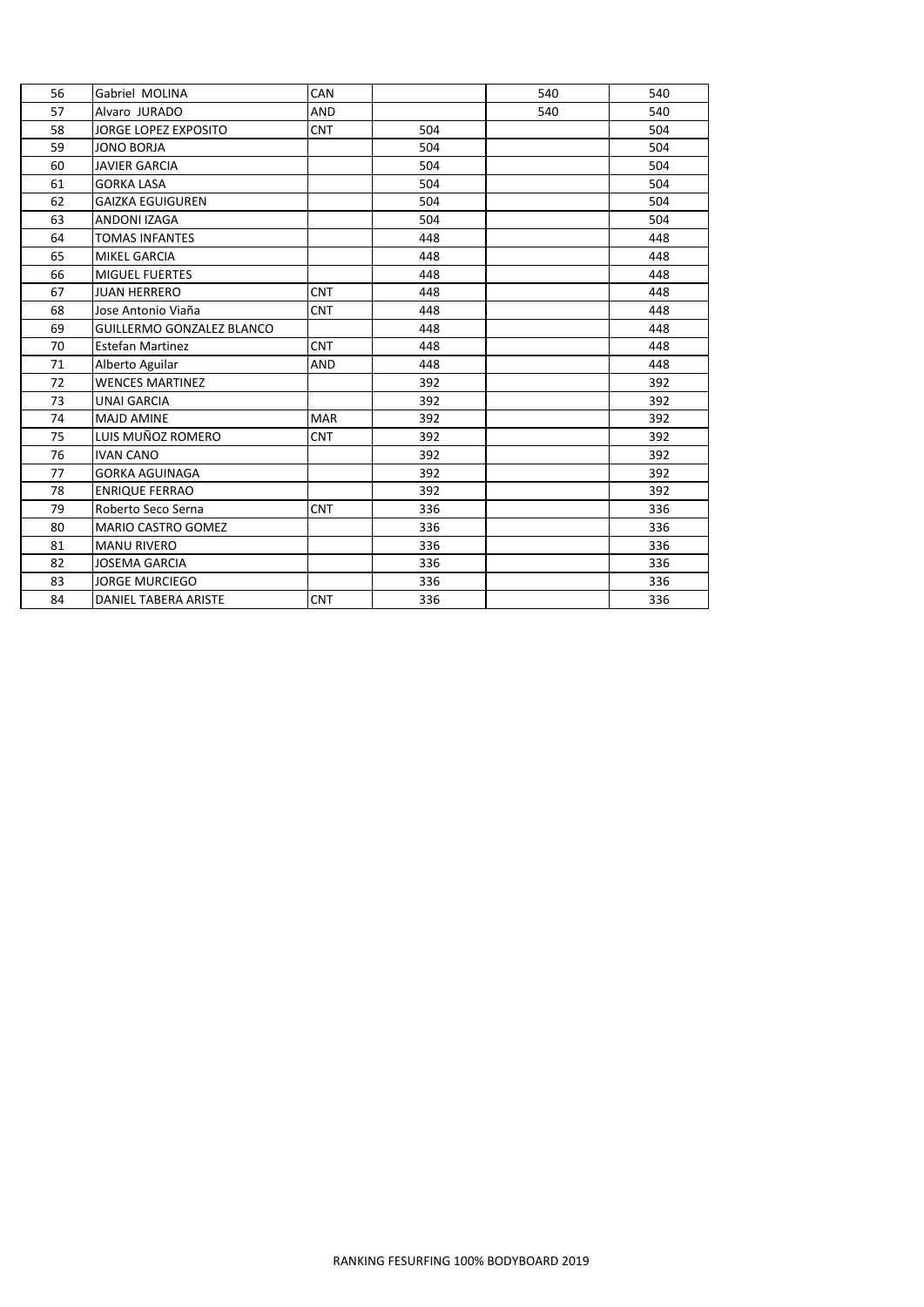| | | | | | |
|---|---|---|---|---|---|
| 56 | Gabriel MOLINA | CAN | | 540 | 540 |
| 57 | Alvaro JURADO | AND | | 540 | 540 |
| 58 | JORGE LOPEZ EXPOSITO | CNT | 504 | | 504 |
| 59 | JONO BORJA | | 504 | | 504 |
| 60 | JAVIER GARCIA | | 504 | | 504 |
| 61 | GORKA LASA | | 504 | | 504 |
| 62 | GAIZKA EGUIGUREN | | 504 | | 504 |
| 63 | ANDONI IZAGA | | 504 | | 504 |
| 64 | TOMAS INFANTES | | 448 | | 448 |
| 65 | MIKEL GARCIA | | 448 | | 448 |
| 66 | MIGUEL FUERTES | | 448 | | 448 |
| 67 | JUAN HERRERO | CNT | 448 | | 448 |
| 68 | Jose Antonio Viaña | CNT | 448 | | 448 |
| 69 | GUILLERMO GONZALEZ BLANCO | | 448 | | 448 |
| 70 | Estefan Martinez | CNT | 448 | | 448 |
| 71 | Alberto Aguilar | AND | 448 | | 448 |
| 72 | WENCES MARTINEZ | | 392 | | 392 |
| 73 | UNAI GARCIA | | 392 | | 392 |
| 74 | MAJD AMINE | MAR | 392 | | 392 |
| 75 | LUIS MUÑOZ ROMERO | CNT | 392 | | 392 |
| 76 | IVAN CANO | | 392 | | 392 |
| 77 | GORKA AGUINAGA | | 392 | | 392 |
| 78 | ENRIQUE FERRAO | | 392 | | 392 |
| 79 | Roberto Seco Serna | CNT | 336 | | 336 |
| 80 | MARIO CASTRO GOMEZ | | 336 | | 336 |
| 81 | MANU RIVERO | | 336 | | 336 |
| 82 | JOSEMA GARCIA | | 336 | | 336 |
| 83 | JORGE MURCIEGO | | 336 | | 336 |
| 84 | DANIEL TABERA ARISTE | CNT | 336 | | 336 |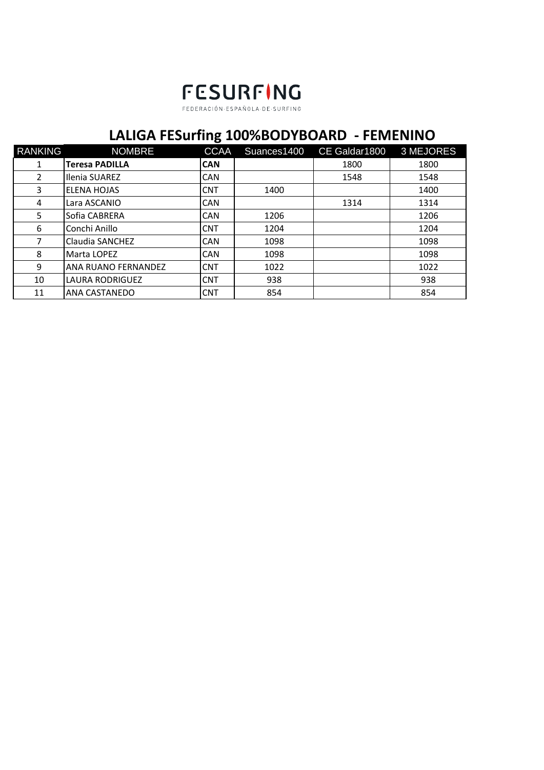FESURFING

FEDERACIÓN ESPAÑOLA DE SURFING

# LALIGA FESurfing 100%BODYBOARD - FEMENINO

| RANKING | NOMBRE | CCAA | Suances1400 | CE Galdar1800 | 3 MEJORES |
|---|---|---|---|---|---|
| 1 | **Teresa PADILLA** | **CAN** | | 1800 | 1800 |
| 2 | Ilenia SUAREZ | CAN | | 1548 | 1548 |
| 3 | ELENA HOJAS | CNT | 1400 | | 1400 |
| 4 | Lara ASCANIO | CAN | | 1314 | 1314 |
| 5 | Sofia CABRERA | CAN | 1206 | | 1206 |
| 6 | Conchi Anillo | CNT | 1204 | | 1204 |
| 7 | Claudia SANCHEZ | CAN | 1098 | | 1098 |
| 8 | Marta LOPEZ | CAN | 1098 | | 1098 |
| 9 | ANA RUANO FERNANDEZ | CNT | 1022 | | 1022 |
| 10 | LAURA RODRIGUEZ | CNT | 938 | | 938 |
| 11 | ANA CASTANEDO | CNT | 854 | | 854 |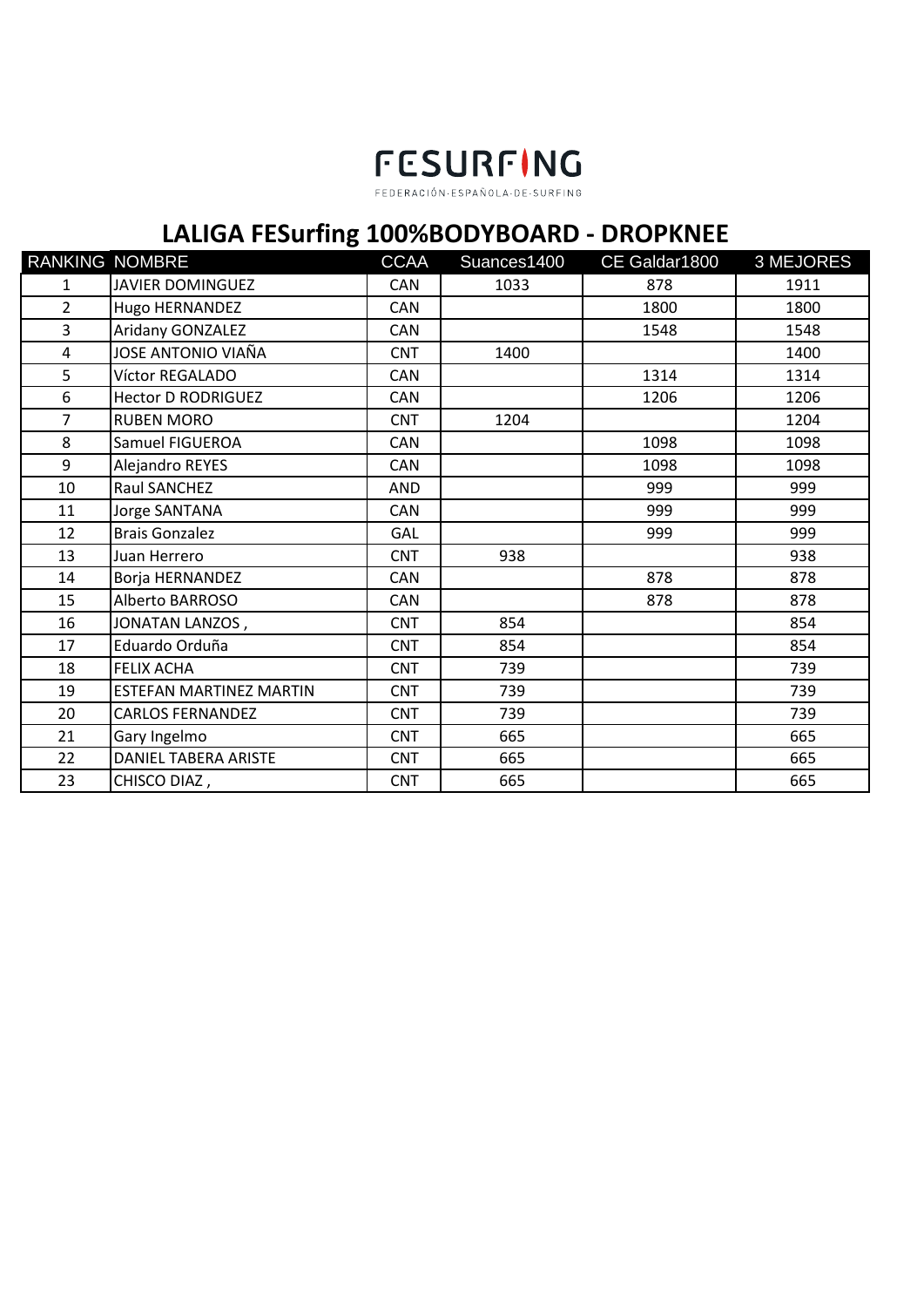FESURFING

FEDERACIÓN·ESPAÑOLA·DE·SURFING

# LALIGA FESurfing 100%BODYBOARD - DROPKNEE

| RANKING | NOMBRE | CCAA | Suances1400 | CE Galdar1800 | 3 MEJORES |
|---|---|---|---|---|---|
| 1 | JAVIER DOMINGUEZ | CAN | 1033 | 878 | 1911 |
| 2 | Hugo HERNANDEZ | CAN | | 1800 | 1800 |
| 3 | Aridany GONZALEZ | CAN | | 1548 | 1548 |
| 4 | JOSE ANTONIO VIAÑA | CNT | 1400 | | 1400 |
| 5 | Víctor REGALADO | CAN | | 1314 | 1314 |
| 6 | Hector D RODRIGUEZ | CAN | | 1206 | 1206 |
| 7 | RUBEN MORO | CNT | 1204 | | 1204 |
| 8 | Samuel FIGUEROA | CAN | | 1098 | 1098 |
| 9 | Alejandro REYES | CAN | | 1098 | 1098 |
| 10 | Raul SANCHEZ | AND | | 999 | 999 |
| 11 | Jorge SANTANA | CAN | | 999 | 999 |
| 12 | Brais Gonzalez | GAL | | 999 | 999 |
| 13 | Juan Herrero | CNT | 938 | | 938 |
| 14 | Borja HERNANDEZ | CAN | | 878 | 878 |
| 15 | Alberto BARROSO | CAN | | 878 | 878 |
| 16 | JONATAN LANZOS , | CNT | 854 | | 854 |
| 17 | Eduardo Orduña | CNT | 854 | | 854 |
| 18 | FELIX ACHA | CNT | 739 | | 739 |
| 19 | ESTEFAN MARTINEZ MARTIN | CNT | 739 | | 739 |
| 20 | CARLOS FERNANDEZ | CNT | 739 | | 739 |
| 21 | Gary Ingelmo | CNT | 665 | | 665 |
| 22 | DANIEL TABERA ARISTE | CNT | 665 | | 665 |
| 23 | CHISCO DIAZ , | CNT | 665 | | 665 |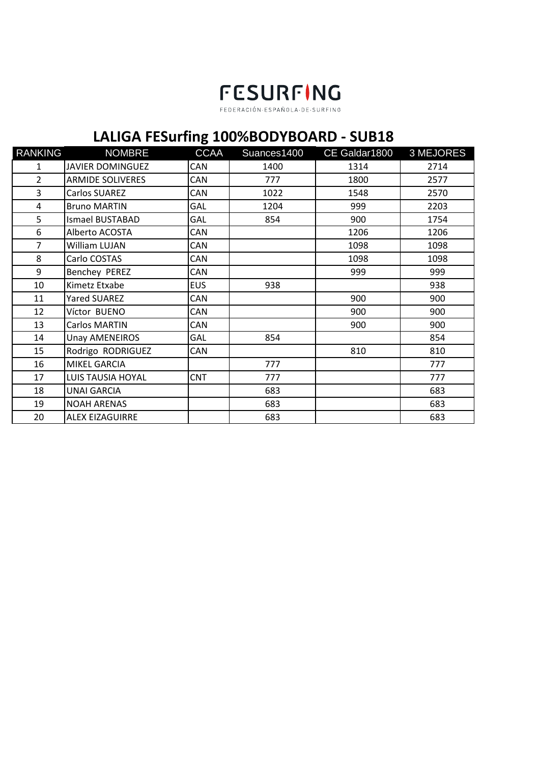FESURFING

FEDERACIÓN·ESPAÑOLA·DE·SURFING

# LALIGA FESurfing 100%BODYBOARD - SUB18

| RANKING | NOMBRE | CCAA | Suances1400 | CE Galdar1800 | 3 MEJORES |
|---|---|---|---|---|---|
| 1 | JAVIER DOMINGUEZ | CAN | 1400 | 1314 | 2714 |
| 2 | ARMIDE SOLIVERES | CAN | 777 | 1800 | 2577 |
| 3 | Carlos SUAREZ | CAN | 1022 | 1548 | 2570 |
| 4 | Bruno MARTIN | GAL | 1204 | 999 | 2203 |
| 5 | Ismael BUSTABAD | GAL | 854 | 900 | 1754 |
| 6 | Alberto ACOSTA | CAN | | 1206 | 1206 |
| 7 | William LUJAN | CAN | | 1098 | 1098 |
| 8 | Carlo COSTAS | CAN | | 1098 | 1098 |
| 9 | Benchey PEREZ | CAN | | 999 | 999 |
| 10 | Kimetz Etxabe | EUS | 938 | | 938 |
| 11 | Yared SUAREZ | CAN | | 900 | 900 |
| 12 | Víctor BUENO | CAN | | 900 | 900 |
| 13 | Carlos MARTIN | CAN | | 900 | 900 |
| 14 | Unay AMENEIROS | GAL | 854 | | 854 |
| 15 | Rodrigo RODRIGUEZ | CAN | | 810 | 810 |
| 16 | MIKEL GARCIA | | 777 | | 777 |
| 17 | LUIS TAUSIA HOYAL | CNT | 777 | | 777 |
| 18 | UNAI GARCIA | | 683 | | 683 |
| 19 | NOAH ARENAS | | 683 | | 683 |
| 20 | ALEX EIZAGUIRRE | | 683 | | 683 |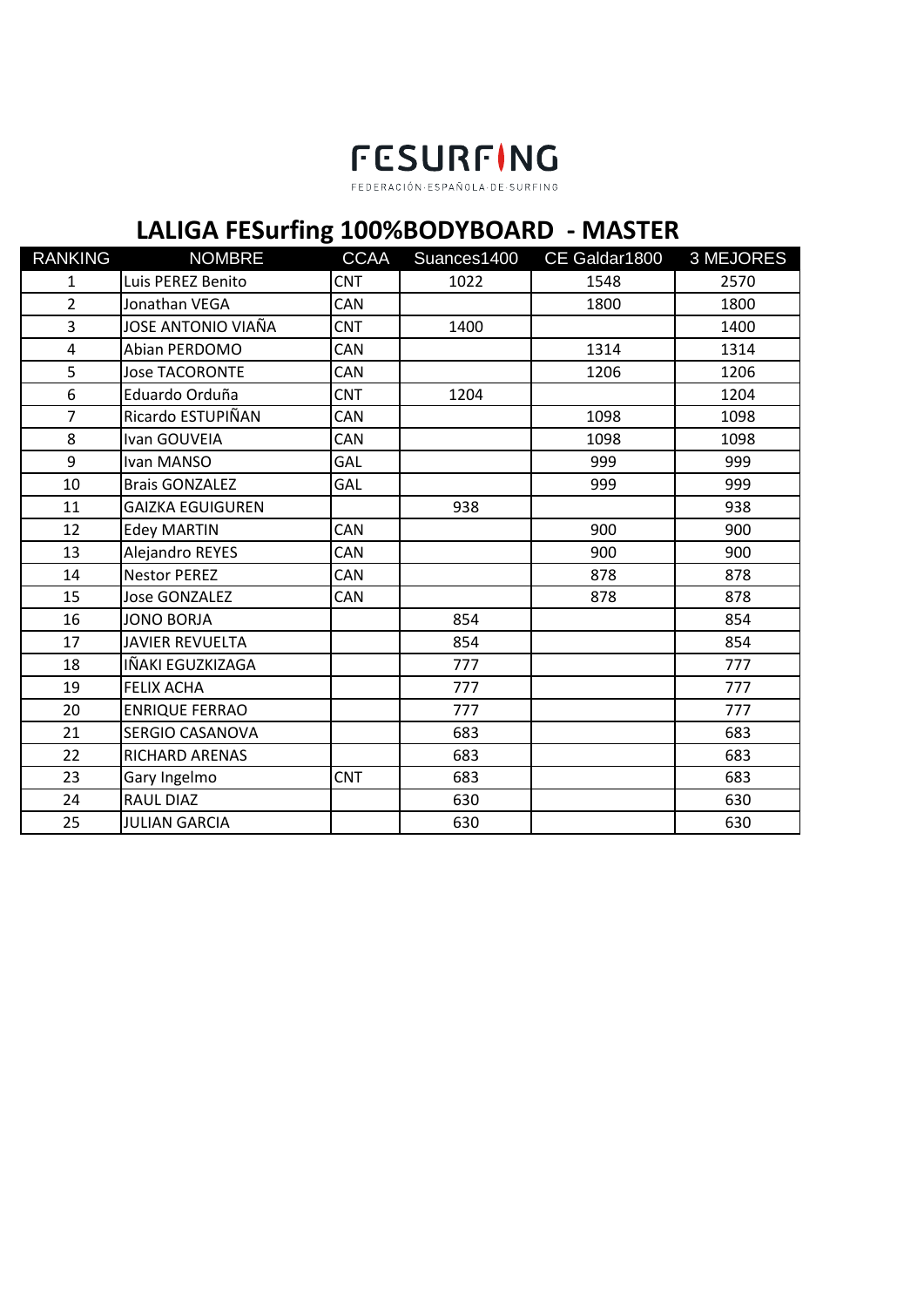FESURFING

FEDERACIÓN·ESPAÑOLA·DE·SURFING

# LALIGA FESurfing 100%BODYBOARD - MASTER

| RANKING | NOMBRE | CCAA | Suances1400 | CE Galdar1800 | 3 MEJORES |
|---|---|---|---|---|---|
| 1 | Luis PEREZ Benito | CNT | 1022 | 1548 | 2570 |
| 2 | Jonathan VEGA | CAN | | 1800 | 1800 |
| 3 | JOSE ANTONIO VIAÑA | CNT | 1400 | | 1400 |
| 4 | Abian PERDOMO | CAN | | 1314 | 1314 |
| 5 | Jose TACORONTE | CAN | | 1206 | 1206 |
| 6 | Eduardo Orduña | CNT | 1204 | | 1204 |
| 7 | Ricardo ESTUPIÑAN | CAN | | 1098 | 1098 |
| 8 | Ivan GOUVEIA | CAN | | 1098 | 1098 |
| 9 | Ivan MANSO | GAL | | 999 | 999 |
| 10 | Brais GONZALEZ | GAL | | 999 | 999 |
| 11 | GAIZKA EGUIGUREN | | 938 | | 938 |
| 12 | Edey MARTIN | CAN | | 900 | 900 |
| 13 | Alejandro REYES | CAN | | 900 | 900 |
| 14 | Nestor PEREZ | CAN | | 878 | 878 |
| 15 | Jose GONZALEZ | CAN | | 878 | 878 |
| 16 | JONO BORJA | | 854 | | 854 |
| 17 | JAVIER REVUELTA | | 854 | | 854 |
| 18 | IÑAKI EGUZKIZAGA | | 777 | | 777 |
| 19 | FELIX ACHA | | 777 | | 777 |
| 20 | ENRIQUE FERRAO | | 777 | | 777 |
| 21 | SERGIO CASANOVA | | 683 | | 683 |
| 22 | RICHARD ARENAS | | 683 | | 683 |
| 23 | Gary Ingelmo | CNT | 683 | | 683 |
| 24 | RAUL DIAZ | | 630 | | 630 |
| 25 | JULIAN GARCIA | | 630 | | 630 |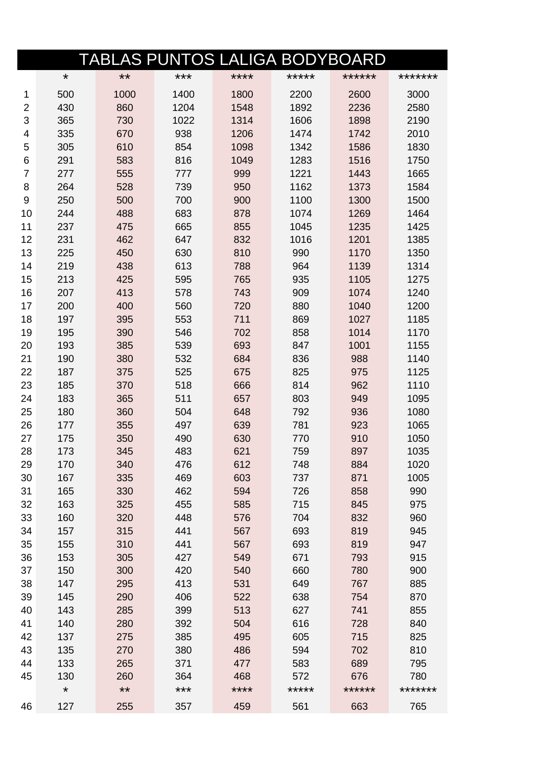# TABLAS PUNTOS LALIGA BODYBOARD

| | * | ** | *** | **** | ***** | ****** | ******* |
|---|---|---|---|---|---|---|---|
| 1 | 500 | 1000 | 1400 | 1800 | 2200 | 2600 | 3000 |
| 2 | 430 | 860 | 1204 | 1548 | 1892 | 2236 | 2580 |
| 3 | 365 | 730 | 1022 | 1314 | 1606 | 1898 | 2190 |
| 4 | 335 | 670 | 938 | 1206 | 1474 | 1742 | 2010 |
| 5 | 305 | 610 | 854 | 1098 | 1342 | 1586 | 1830 |
| 6 | 291 | 583 | 816 | 1049 | 1283 | 1516 | 1750 |
| 7 | 277 | 555 | 777 | 999 | 1221 | 1443 | 1665 |
| 8 | 264 | 528 | 739 | 950 | 1162 | 1373 | 1584 |
| 9 | 250 | 500 | 700 | 900 | 1100 | 1300 | 1500 |
| 10 | 244 | 488 | 683 | 878 | 1074 | 1269 | 1464 |
| 11 | 237 | 475 | 665 | 855 | 1045 | 1235 | 1425 |
| 12 | 231 | 462 | 647 | 832 | 1016 | 1201 | 1385 |
| 13 | 225 | 450 | 630 | 810 | 990 | 1170 | 1350 |
| 14 | 219 | 438 | 613 | 788 | 964 | 1139 | 1314 |
| 15 | 213 | 425 | 595 | 765 | 935 | 1105 | 1275 |
| 16 | 207 | 413 | 578 | 743 | 909 | 1074 | 1240 |
| 17 | 200 | 400 | 560 | 720 | 880 | 1040 | 1200 |
| 18 | 197 | 395 | 553 | 711 | 869 | 1027 | 1185 |
| 19 | 195 | 390 | 546 | 702 | 858 | 1014 | 1170 |
| 20 | 193 | 385 | 539 | 693 | 847 | 1001 | 1155 |
| 21 | 190 | 380 | 532 | 684 | 836 | 988 | 1140 |
| 22 | 187 | 375 | 525 | 675 | 825 | 975 | 1125 |
| 23 | 185 | 370 | 518 | 666 | 814 | 962 | 1110 |
| 24 | 183 | 365 | 511 | 657 | 803 | 949 | 1095 |
| 25 | 180 | 360 | 504 | 648 | 792 | 936 | 1080 |
| 26 | 177 | 355 | 497 | 639 | 781 | 923 | 1065 |
| 27 | 175 | 350 | 490 | 630 | 770 | 910 | 1050 |
| 28 | 173 | 345 | 483 | 621 | 759 | 897 | 1035 |
| 29 | 170 | 340 | 476 | 612 | 748 | 884 | 1020 |
| 30 | 167 | 335 | 469 | 603 | 737 | 871 | 1005 |
| 31 | 165 | 330 | 462 | 594 | 726 | 858 | 990 |
| 32 | 163 | 325 | 455 | 585 | 715 | 845 | 975 |
| 33 | 160 | 320 | 448 | 576 | 704 | 832 | 960 |
| 34 | 157 | 315 | 441 | 567 | 693 | 819 | 945 |
| 35 | 155 | 310 | 441 | 567 | 693 | 819 | 947 |
| 36 | 153 | 305 | 427 | 549 | 671 | 793 | 915 |
| 37 | 150 | 300 | 420 | 540 | 660 | 780 | 900 |
| 38 | 147 | 295 | 413 | 531 | 649 | 767 | 885 |
| 39 | 145 | 290 | 406 | 522 | 638 | 754 | 870 |
| 40 | 143 | 285 | 399 | 513 | 627 | 741 | 855 |
| 41 | 140 | 280 | 392 | 504 | 616 | 728 | 840 |
| 42 | 137 | 275 | 385 | 495 | 605 | 715 | 825 |
| 43 | 135 | 270 | 380 | 486 | 594 | 702 | 810 |
| 44 | 133 | 265 | 371 | 477 | 583 | 689 | 795 |
| 45 | 130 | 260 | 364 | 468 | 572 | 676 | 780 |
| | * | ** | *** | **** | ***** | ****** | ******* |
| 46 | 127 | 255 | 357 | 459 | 561 | 663 | 765 |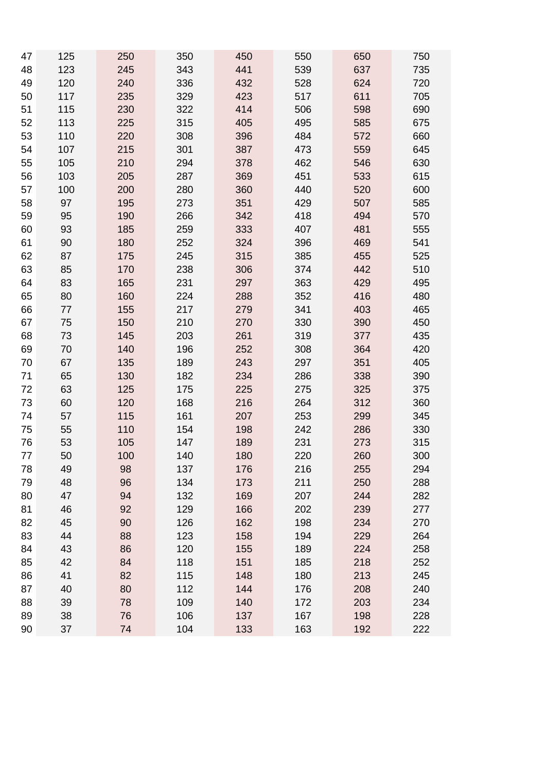| | | | | | | | |
|---|---|---|---|---|---|---|---|
| 47 | 125 | 250 | 350 | 450 | 550 | 650 | 750 |
| 48 | 123 | 245 | 343 | 441 | 539 | 637 | 735 |
| 49 | 120 | 240 | 336 | 432 | 528 | 624 | 720 |
| 50 | 117 | 235 | 329 | 423 | 517 | 611 | 705 |
| 51 | 115 | 230 | 322 | 414 | 506 | 598 | 690 |
| 52 | 113 | 225 | 315 | 405 | 495 | 585 | 675 |
| 53 | 110 | 220 | 308 | 396 | 484 | 572 | 660 |
| 54 | 107 | 215 | 301 | 387 | 473 | 559 | 645 |
| 55 | 105 | 210 | 294 | 378 | 462 | 546 | 630 |
| 56 | 103 | 205 | 287 | 369 | 451 | 533 | 615 |
| 57 | 100 | 200 | 280 | 360 | 440 | 520 | 600 |
| 58 | 97 | 195 | 273 | 351 | 429 | 507 | 585 |
| 59 | 95 | 190 | 266 | 342 | 418 | 494 | 570 |
| 60 | 93 | 185 | 259 | 333 | 407 | 481 | 555 |
| 61 | 90 | 180 | 252 | 324 | 396 | 469 | 541 |
| 62 | 87 | 175 | 245 | 315 | 385 | 455 | 525 |
| 63 | 85 | 170 | 238 | 306 | 374 | 442 | 510 |
| 64 | 83 | 165 | 231 | 297 | 363 | 429 | 495 |
| 65 | 80 | 160 | 224 | 288 | 352 | 416 | 480 |
| 66 | 77 | 155 | 217 | 279 | 341 | 403 | 465 |
| 67 | 75 | 150 | 210 | 270 | 330 | 390 | 450 |
| 68 | 73 | 145 | 203 | 261 | 319 | 377 | 435 |
| 69 | 70 | 140 | 196 | 252 | 308 | 364 | 420 |
| 70 | 67 | 135 | 189 | 243 | 297 | 351 | 405 |
| 71 | 65 | 130 | 182 | 234 | 286 | 338 | 390 |
| 72 | 63 | 125 | 175 | 225 | 275 | 325 | 375 |
| 73 | 60 | 120 | 168 | 216 | 264 | 312 | 360 |
| 74 | 57 | 115 | 161 | 207 | 253 | 299 | 345 |
| 75 | 55 | 110 | 154 | 198 | 242 | 286 | 330 |
| 76 | 53 | 105 | 147 | 189 | 231 | 273 | 315 |
| 77 | 50 | 100 | 140 | 180 | 220 | 260 | 300 |
| 78 | 49 | 98 | 137 | 176 | 216 | 255 | 294 |
| 79 | 48 | 96 | 134 | 173 | 211 | 250 | 288 |
| 80 | 47 | 94 | 132 | 169 | 207 | 244 | 282 |
| 81 | 46 | 92 | 129 | 166 | 202 | 239 | 277 |
| 82 | 45 | 90 | 126 | 162 | 198 | 234 | 270 |
| 83 | 44 | 88 | 123 | 158 | 194 | 229 | 264 |
| 84 | 43 | 86 | 120 | 155 | 189 | 224 | 258 |
| 85 | 42 | 84 | 118 | 151 | 185 | 218 | 252 |
| 86 | 41 | 82 | 115 | 148 | 180 | 213 | 245 |
| 87 | 40 | 80 | 112 | 144 | 176 | 208 | 240 |
| 88 | 39 | 78 | 109 | 140 | 172 | 203 | 234 |
| 89 | 38 | 76 | 106 | 137 | 167 | 198 | 228 |
| 90 | 37 | 74 | 104 | 133 | 163 | 192 | 222 |